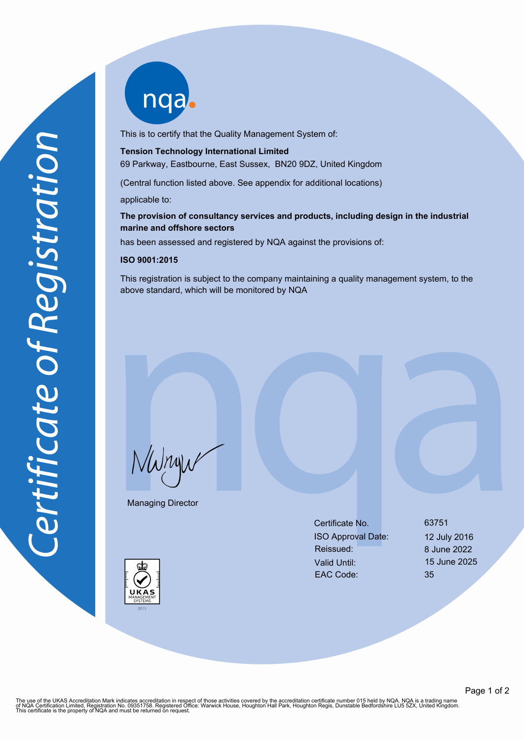# Certificate of Registration

This is to certify that the Quality Management System of:

**Tension Technology International Limited**
69 Parkway, Eastbourne, East Sussex, BN20 9DZ, United Kingdom

(Central function listed above. See appendix for additional locations)

applicable to:

**The provision of consultancy services and products, including design in the industrial marine and offshore sectors**

has been assessed and registered by NQA against the provisions of:

**ISO 9001:2015**

This registration is subject to the company maintaining a quality management system, to the above standard, which will be monitored by NQA

Managing Director

| | |
|---|---|
| Certificate No. | 63751 |
| ISO Approval Date: | 12 July 2016 |
| Reissued: | 8 June 2022 |
| Valid Until: | 15 June 2025 |
| EAC Code: | 35 |

UKAS MANAGEMENT SYSTEMS
0015

The use of the UKAS Accreditation Mark indicates accreditation in respect of those activities covered by the accreditation certificate number 015 held by NQA. NQA is a trading name of NQA Certification Limited, Registration No. 09351758. Registered Office: Warwick House, Houghton Hall Park, Houghton Regis, Dunstable Bedfordshire LU5 5ZX, United Kingdom. This certificate is the property of NQA and must be returned on request.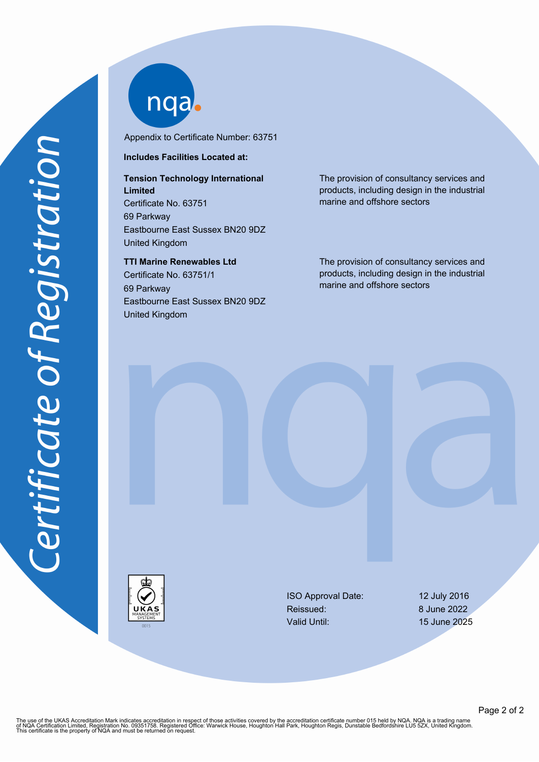Certificate of Registration

Appendix to Certificate Number: 63751

**Includes Facilities Located at:**

**Tension Technology International Limited**
Certificate No. 63751
69 Parkway
Eastbourne East Sussex BN20 9DZ
United Kingdom

The provision of consultancy services and products, including design in the industrial marine and offshore sectors

**TTI Marine Renewables Ltd**
Certificate No. 63751/1
69 Parkway
Eastbourne East Sussex BN20 9DZ
United Kingdom

The provision of consultancy services and products, including design in the industrial marine and offshore sectors

UKAS MANAGEMENT SYSTEMS 0015

| | |
|---|---|
| ISO Approval Date: | 12 July 2016 |
| Reissued: | 8 June 2022 |
| Valid Until: | 15 June 2025 |

The use of the UKAS Accreditation Mark indicates accreditation in respect of those activities covered by the accreditation certificate number 015 held by NQA. NQA is a trading name of NQA Certification Limited, Registration No. 09351758. Registered Office: Warwick House, Houghton Hall Park, Houghton Regis, Dunstable Bedfordshire LU5 5ZX, United Kingdom. This certificate is the property of NQA and must be returned on request.